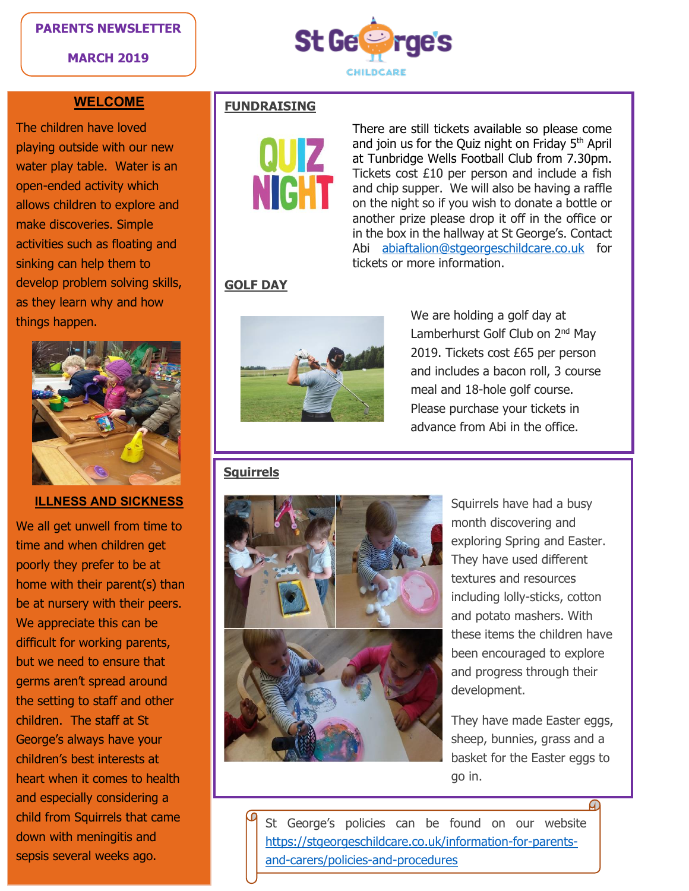**PARENTS NEWSLETTER**

**MARCH 2019**

## WELCOME

The children have loved playing outside with our new water play table. Water is an open-ended activity which allows children to explore and make discoveries. Simple activities such as floating and sinking can help them to develop problem solving skills, as they learn why and how things happen.

## ILLNESS AND SICKNESS

We all get unwell from time to time and when children get poorly they prefer to be at home with their parent(s) than be at nursery with their peers. We appreciate this can be difficult for working parents, but we need to ensure that germs aren't spread around the setting to staff and other children. The staff at St George's always have your children's best interests at heart when it comes to health and especially considering a child from Squirrels that came down with meningitis and sepsis several weeks ago.

## FUNDRAISING

QUIZ NIGHT

There are still tickets available so please come and join us for the Quiz night on Friday 5th April at Tunbridge Wells Football Club from 7.30pm. Tickets cost £10 per person and include a fish and chip supper. We will also be having a raffle on the night so if you wish to donate a bottle or another prize please drop it off in the office or in the box in the hallway at St George's. Contact Abi abiaftalion@stgeorgeschildcare.co.uk for tickets or more information.

## GOLF DAY

We are holding a golf day at Lamberhurst Golf Club on 2nd May 2019. Tickets cost £65 per person and includes a bacon roll, 3 course meal and 18-hole golf course. Please purchase your tickets in advance from Abi in the office.

## Squirrels

Squirrels have had a busy month discovering and exploring Spring and Easter. They have used different textures and resources including lolly-sticks, cotton and potato mashers. With these items the children have been encouraged to explore and progress through their development.

They have made Easter eggs, sheep, bunnies, grass and a basket for the Easter eggs to go in.

St George's policies can be found on our website https://stgeorgeschildcare.co.uk/information-for-parents-and-carers/policies-and-procedures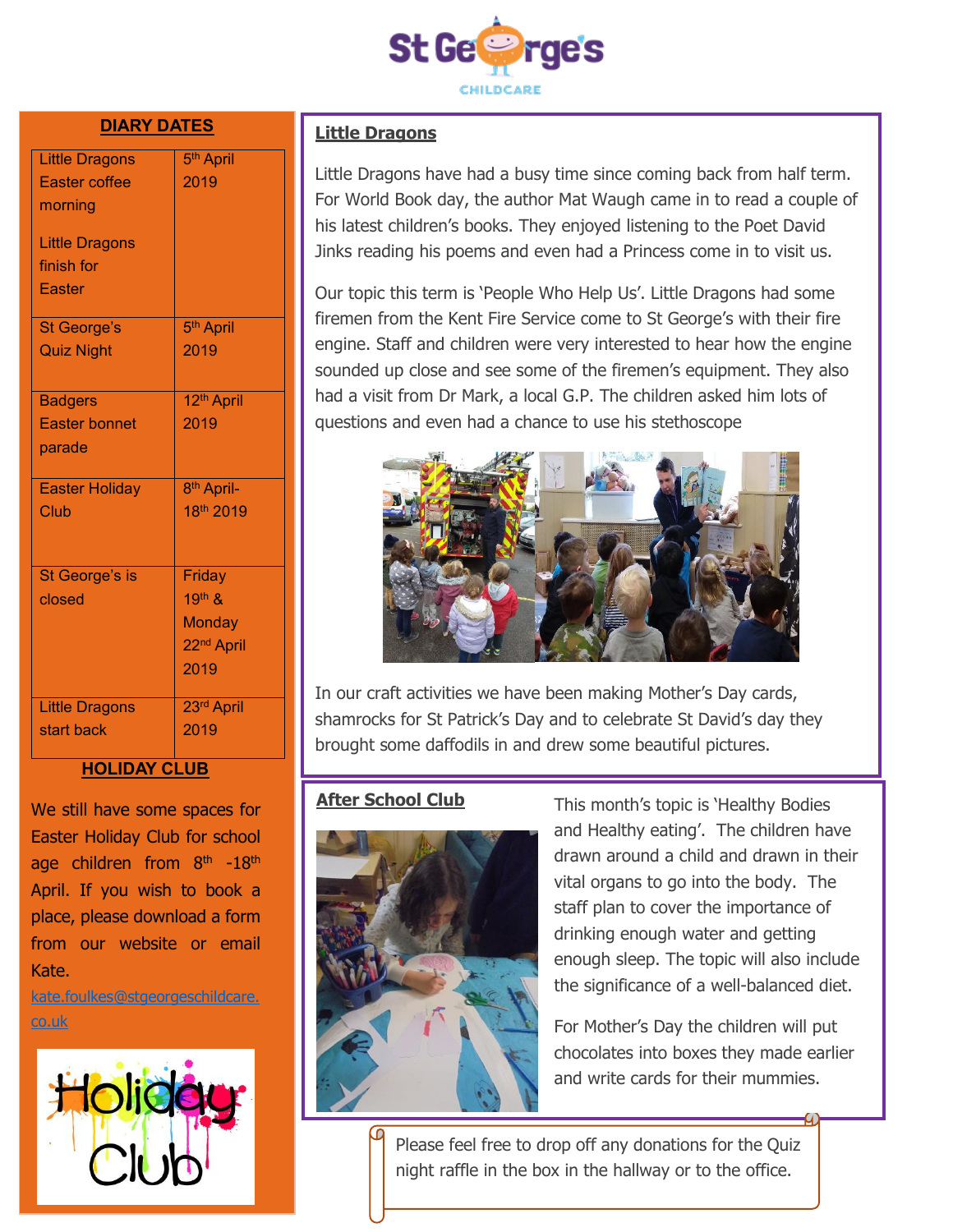# St George's Childcare

## DIARY DATES

| | |
|---|---|
| Little Dragons Easter coffee morning<br><br>Little Dragons finish for Easter | 5th April 2019 |
| St George's Quiz Night | 5th April 2019 |
| Badgers Easter bonnet parade | 12th April 2019 |
| Easter Holiday Club | 8th April- 18th 2019 |
| St George's is closed | Friday 19th & Monday 22nd April 2019 |
| Little Dragons start back | 23rd April 2019 |

## HOLIDAY CLUB

We still have some spaces for Easter Holiday Club for school age children from 8th -18th April. If you wish to book a place, please download a form from our website or email Kate.

kate.foulkes@stgeorgeschildcare.co.uk

## Little Dragons

Little Dragons have had a busy time since coming back from half term. For World Book day, the author Mat Waugh came in to read a couple of his latest children's books. They enjoyed listening to the Poet David Jinks reading his poems and even had a Princess come in to visit us.

Our topic this term is 'People Who Help Us'. Little Dragons had some firemen from the Kent Fire Service come to St George's with their fire engine. Staff and children were very interested to hear how the engine sounded up close and see some of the firemen's equipment. They also had a visit from Dr Mark, a local G.P. The children asked him lots of questions and even had a chance to use his stethoscope

In our craft activities we have been making Mother's Day cards, shamrocks for St Patrick's Day and to celebrate St David's day they brought some daffodils in and drew some beautiful pictures.

## After School Club

This month's topic is 'Healthy Bodies and Healthy eating'. The children have drawn around a child and drawn in their vital organs to go into the body. The staff plan to cover the importance of drinking enough water and getting enough sleep. The topic will also include the significance of a well-balanced diet.

For Mother's Day the children will put chocolates into boxes they made earlier and write cards for their mummies.

Please feel free to drop off any donations for the Quiz night raffle in the box in the hallway or to the office.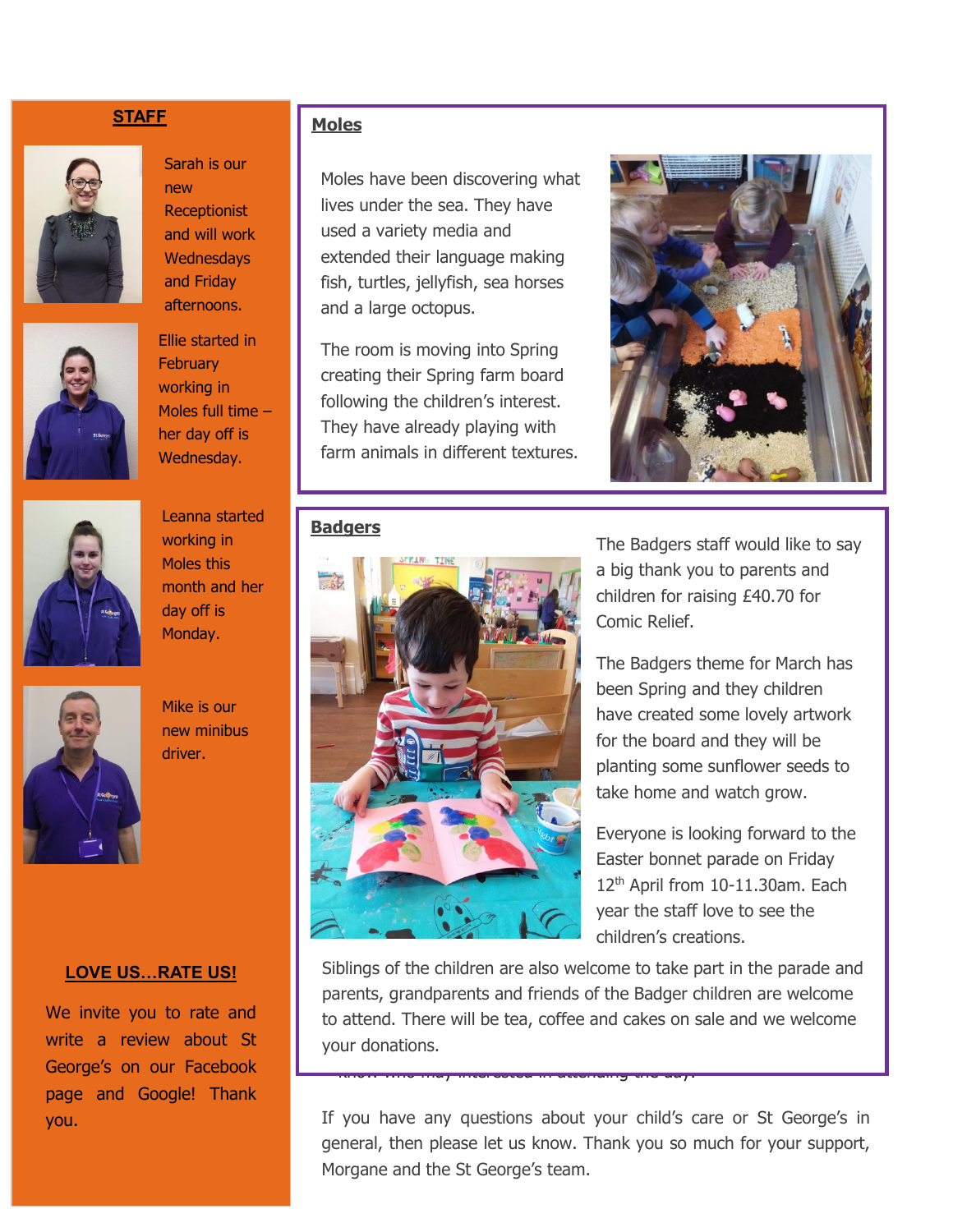## STAFF

Sarah is our new Receptionist and will work Wednesdays and Friday afternoons.

Ellie started in February working in Moles full time – her day off is Wednesday.

Leanna started working in Moles this month and her day off is Monday.

Mike is our new minibus driver.

## LOVE US…RATE US!

We invite you to rate and write a review about St George's on our Facebook page and Google! Thank you.

## Moles

Moles have been discovering what lives under the sea. They have used a variety media and extended their language making fish, turtles, jellyfish, sea horses and a large octopus.

The room is moving into Spring creating their Spring farm board following the children's interest. They have already playing with farm animals in different textures.

## Badgers

The Badgers staff would like to say a big thank you to parents and children for raising £40.70 for Comic Relief.

The Badgers theme for March has been Spring and they children have created some lovely artwork for the board and they will be planting some sunflower seeds to take home and watch grow.

Everyone is looking forward to the Easter bonnet parade on Friday 12th April from 10-11.30am. Each year the staff love to see the children's creations.

Siblings of the children are also welcome to take part in the parade and parents, grandparents and friends of the Badger children are welcome to attend. There will be tea, coffee and cakes on sale and we welcome your donations.

If you have any questions about your child's care or St George's in general, then please let us know. Thank you so much for your support, Morgane and the St George's team.